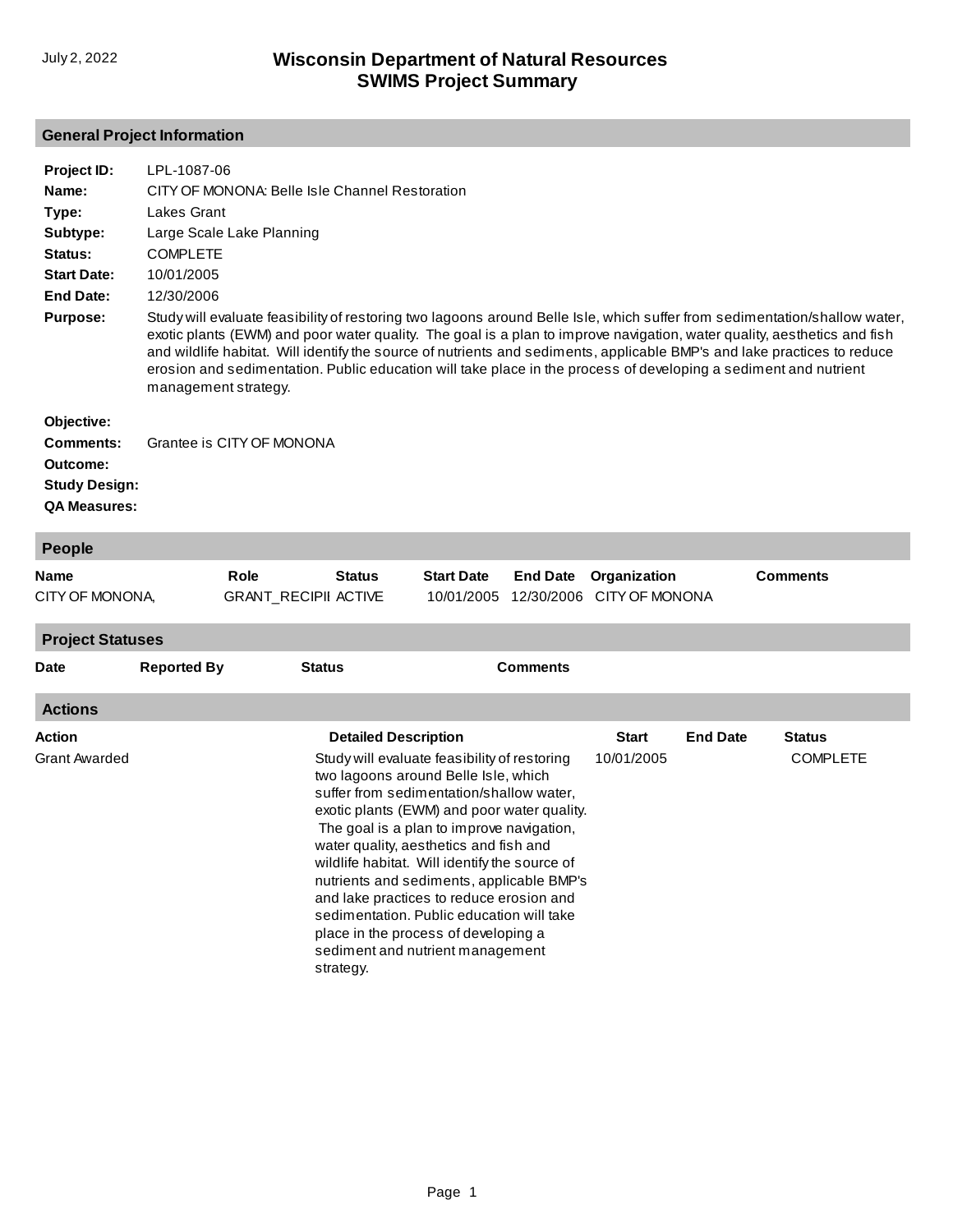July 2, 2022

# Wisconsin Department of Natural Resources
# SWIMS Project Summary

## General Project Information

**Project ID:** LPL-1087-06

**Name:** CITY OF MONONA: Belle Isle Channel Restoration

**Type:** Lakes Grant

**Subtype:** Large Scale Lake Planning

**Status:** COMPLETE

**Start Date:** 10/01/2005

**End Date:** 12/30/2006

**Purpose:** Study will evaluate feasibility of restoring two lagoons around Belle Isle, which suffer from sedimentation/shallow water, exotic plants (EWM) and poor water quality. The goal is a plan to improve navigation, water quality, aesthetics and fish and wildlife habitat. Will identify the source of nutrients and sediments, applicable BMP's and lake practices to reduce erosion and sedimentation. Public education will take place in the process of developing a sediment and nutrient management strategy.

**Objective:**

**Comments:** Grantee is CITY OF MONONA

**Outcome:**

**Study Design:**

**QA Measures:**

## People

| Name | Role | Status | Start Date | End Date | Organization | Comments |
|---|---|---|---|---|---|---|
| CITY OF MONONA, | GRANT_RECIPII | ACTIVE | 10/01/2005 | 12/30/2006 | CITY OF MONONA | |

## Project Statuses

| Date | Reported By | Status | Comments |
|---|---|---|---|

## Actions

| Action | Detailed Description | Start | End Date | Status |
|---|---|---|---|---|
| Grant Awarded | Study will evaluate feasibility of restoring two lagoons around Belle Isle, which suffer from sedimentation/shallow water, exotic plants (EWM) and poor water quality. The goal is a plan to improve navigation, water quality, aesthetics and fish and wildlife habitat. Will identify the source of nutrients and sediments, applicable BMP's and lake practices to reduce erosion and sedimentation. Public education will take place in the process of developing a sediment and nutrient management strategy. | 10/01/2005 | | COMPLETE |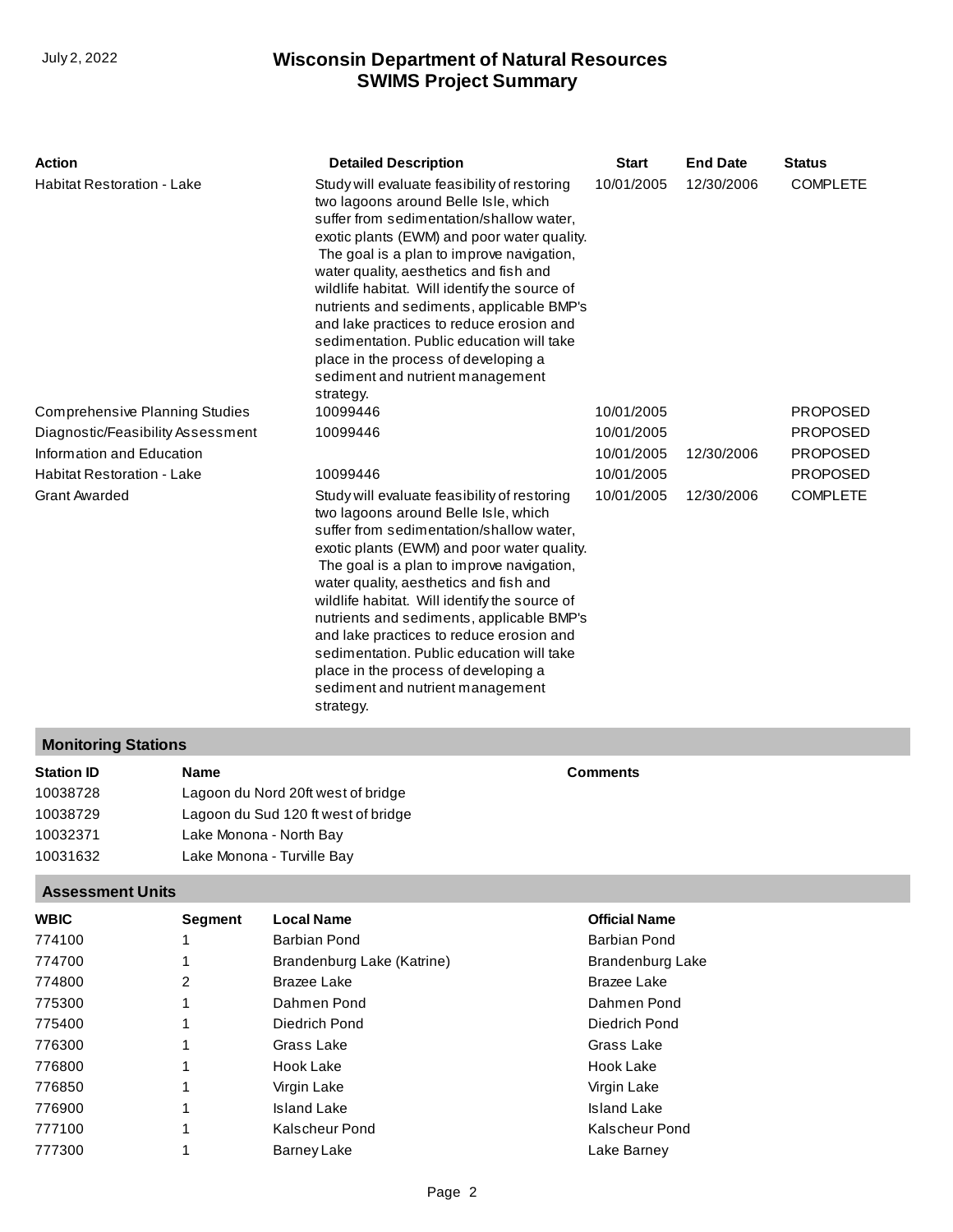| Action | Detailed Description | Start | End Date | Status |
| --- | --- | --- | --- | --- |
| Habitat Restoration - Lake | Study will evaluate feasibility of restoring two lagoons around Belle Isle, which suffer from sedimentation/shallow water, exotic plants (EWM) and poor water quality. The goal is a plan to improve navigation, water quality, aesthetics and fish and wildlife habitat. Will identify the source of nutrients and sediments, applicable BMP's and lake practices to reduce erosion and sedimentation. Public education will take place in the process of developing a sediment and nutrient management strategy. | 10/01/2005 | 12/30/2006 | COMPLETE |
| Comprehensive Planning Studies | 10099446 | 10/01/2005 | | PROPOSED |
| Diagnostic/Feasibility Assessment | 10099446 | 10/01/2005 | | PROPOSED |
| Information and Education | | 10/01/2005 | 12/30/2006 | PROPOSED |
| Habitat Restoration - Lake | 10099446 | 10/01/2005 | | PROPOSED |
| Grant Awarded | Study will evaluate feasibility of restoring two lagoons around Belle Isle, which suffer from sedimentation/shallow water, exotic plants (EWM) and poor water quality. The goal is a plan to improve navigation, water quality, aesthetics and fish and wildlife habitat. Will identify the source of nutrients and sediments, applicable BMP's and lake practices to reduce erosion and sedimentation. Public education will take place in the process of developing a sediment and nutrient management strategy. | 10/01/2005 | 12/30/2006 | COMPLETE |

## Monitoring Stations

| Station ID | Name | Comments |
| --- | --- | --- |
| 10038728 | Lagoon du Nord 20ft west of bridge | |
| 10038729 | Lagoon du Sud 120 ft west of bridge | |
| 10032371 | Lake Monona - North Bay | |
| 10031632 | Lake Monona - Turville Bay | |

## Assessment Units

| WBIC | Segment | Local Name | Official Name |
| --- | --- | --- | --- |
| 774100 | 1 | Barbian Pond | Barbian Pond |
| 774700 | 1 | Brandenburg Lake (Katrine) | Brandenburg Lake |
| 774800 | 2 | Brazee Lake | Brazee Lake |
| 775300 | 1 | Dahmen Pond | Dahmen Pond |
| 775400 | 1 | Diedrich Pond | Diedrich Pond |
| 776300 | 1 | Grass Lake | Grass Lake |
| 776800 | 1 | Hook Lake | Hook Lake |
| 776850 | 1 | Virgin Lake | Virgin Lake |
| 776900 | 1 | Island Lake | Island Lake |
| 777100 | 1 | Kalscheur Pond | Kalscheur Pond |
| 777300 | 1 | Barney Lake | Lake Barney |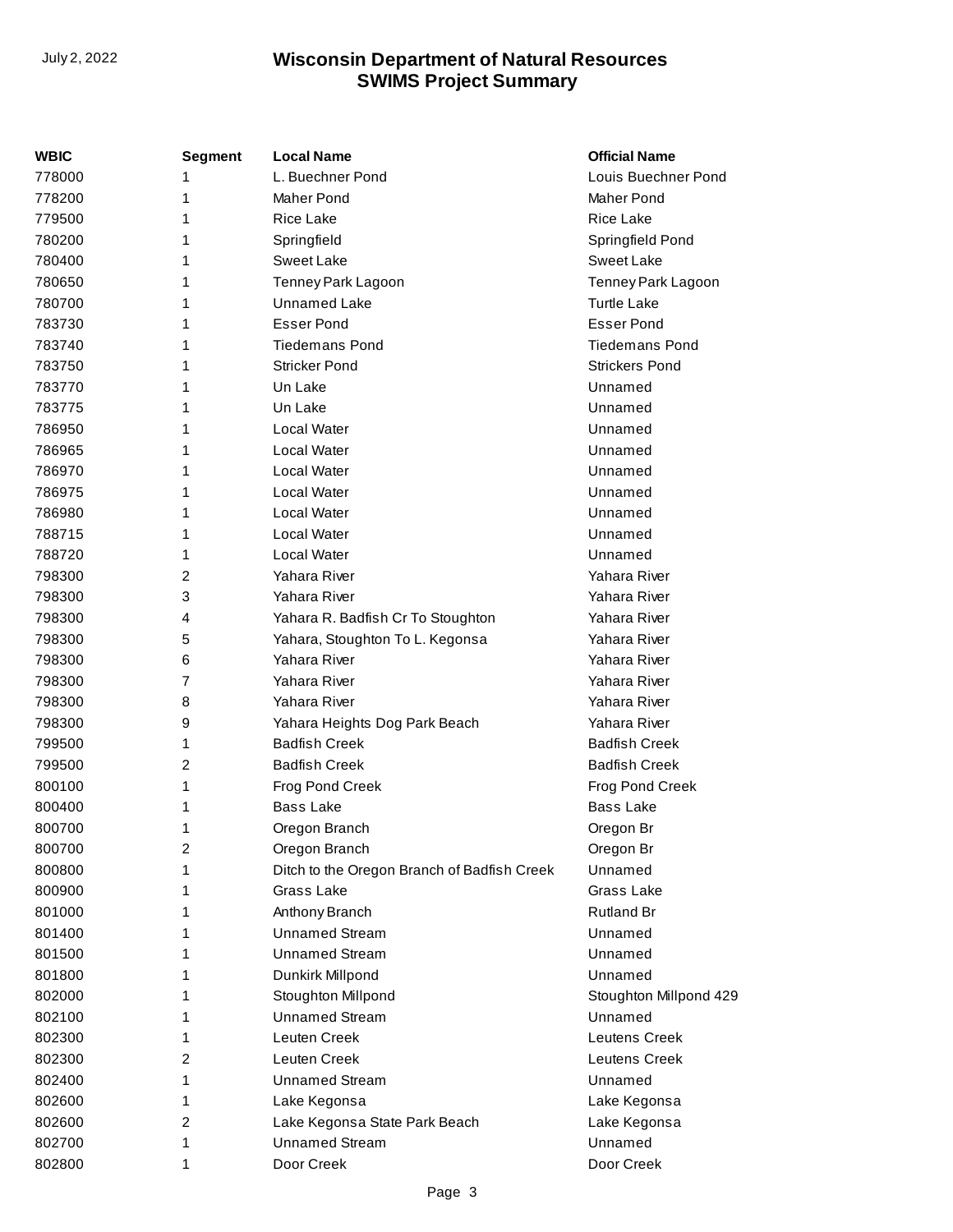| WBIC | Segment | Local Name | Official Name |
|---|---|---|---|
| 778000 | 1 | L. Buechner Pond | Louis Buechner Pond |
| 778200 | 1 | Maher Pond | Maher Pond |
| 779500 | 1 | Rice Lake | Rice Lake |
| 780200 | 1 | Springfield | Springfield Pond |
| 780400 | 1 | Sweet Lake | Sweet Lake |
| 780650 | 1 | Tenney Park Lagoon | Tenney Park Lagoon |
| 780700 | 1 | Unnamed Lake | Turtle Lake |
| 783730 | 1 | Esser Pond | Esser Pond |
| 783740 | 1 | Tiedemans Pond | Tiedemans Pond |
| 783750 | 1 | Stricker Pond | Strickers Pond |
| 783770 | 1 | Un Lake | Unnamed |
| 783775 | 1 | Un Lake | Unnamed |
| 786950 | 1 | Local Water | Unnamed |
| 786965 | 1 | Local Water | Unnamed |
| 786970 | 1 | Local Water | Unnamed |
| 786975 | 1 | Local Water | Unnamed |
| 786980 | 1 | Local Water | Unnamed |
| 788715 | 1 | Local Water | Unnamed |
| 788720 | 1 | Local Water | Unnamed |
| 798300 | 2 | Yahara River | Yahara River |
| 798300 | 3 | Yahara River | Yahara River |
| 798300 | 4 | Yahara R. Badfish Cr To Stoughton | Yahara River |
| 798300 | 5 | Yahara, Stoughton To L. Kegonsa | Yahara River |
| 798300 | 6 | Yahara River | Yahara River |
| 798300 | 7 | Yahara River | Yahara River |
| 798300 | 8 | Yahara River | Yahara River |
| 798300 | 9 | Yahara Heights Dog Park Beach | Yahara River |
| 799500 | 1 | Badfish Creek | Badfish Creek |
| 799500 | 2 | Badfish Creek | Badfish Creek |
| 800100 | 1 | Frog Pond Creek | Frog Pond Creek |
| 800400 | 1 | Bass Lake | Bass Lake |
| 800700 | 1 | Oregon Branch | Oregon Br |
| 800700 | 2 | Oregon Branch | Oregon Br |
| 800800 | 1 | Ditch to the Oregon Branch of Badfish Creek | Unnamed |
| 800900 | 1 | Grass Lake | Grass Lake |
| 801000 | 1 | Anthony Branch | Rutland Br |
| 801400 | 1 | Unnamed Stream | Unnamed |
| 801500 | 1 | Unnamed Stream | Unnamed |
| 801800 | 1 | Dunkirk Millpond | Unnamed |
| 802000 | 1 | Stoughton Millpond | Stoughton Millpond 429 |
| 802100 | 1 | Unnamed Stream | Unnamed |
| 802300 | 1 | Leuten Creek | Leutens Creek |
| 802300 | 2 | Leuten Creek | Leutens Creek |
| 802400 | 1 | Unnamed Stream | Unnamed |
| 802600 | 1 | Lake Kegonsa | Lake Kegonsa |
| 802600 | 2 | Lake Kegonsa State Park Beach | Lake Kegonsa |
| 802700 | 1 | Unnamed Stream | Unnamed |
| 802800 | 1 | Door Creek | Door Creek |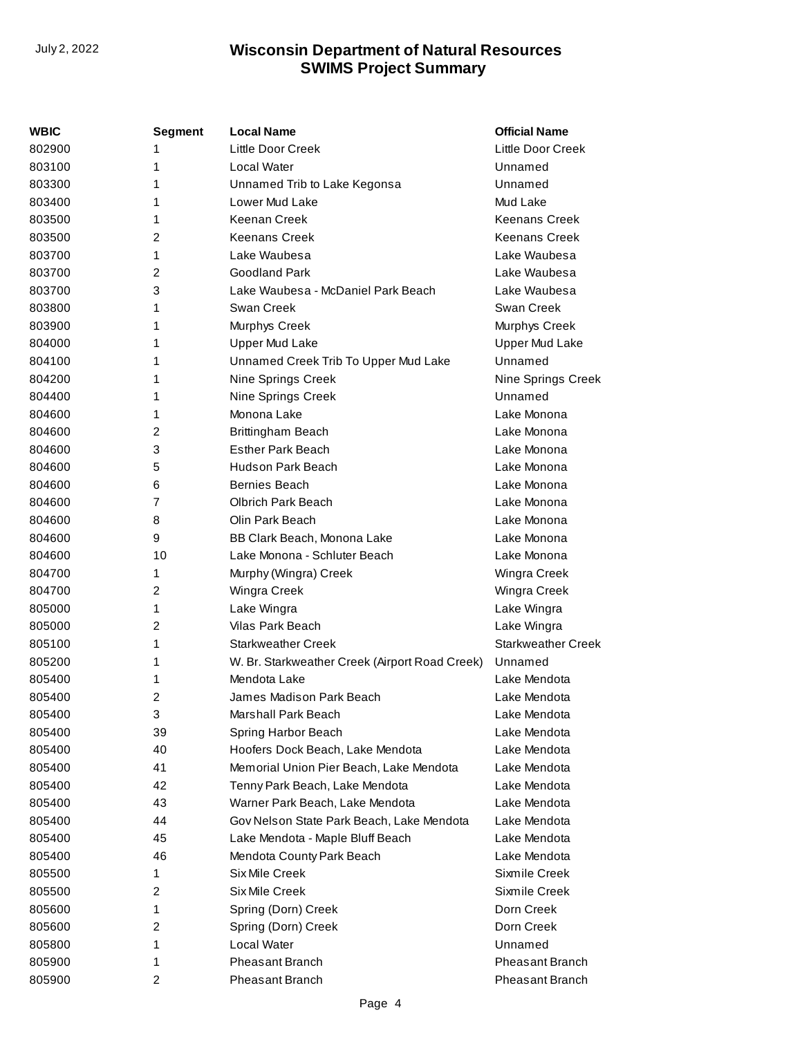| WBIC | Segment | Local Name | Official Name |
|---|---|---|---|
| 802900 | 1 | Little Door Creek | Little Door Creek |
| 803100 | 1 | Local Water | Unnamed |
| 803300 | 1 | Unnamed Trib to Lake Kegonsa | Unnamed |
| 803400 | 1 | Lower Mud Lake | Mud Lake |
| 803500 | 1 | Keenan Creek | Keenans Creek |
| 803500 | 2 | Keenans Creek | Keenans Creek |
| 803700 | 1 | Lake Waubesa | Lake Waubesa |
| 803700 | 2 | Goodland Park | Lake Waubesa |
| 803700 | 3 | Lake Waubesa - McDaniel Park Beach | Lake Waubesa |
| 803800 | 1 | Swan Creek | Swan Creek |
| 803900 | 1 | Murphys Creek | Murphys Creek |
| 804000 | 1 | Upper Mud Lake | Upper Mud Lake |
| 804100 | 1 | Unnamed Creek Trib To Upper Mud Lake | Unnamed |
| 804200 | 1 | Nine Springs Creek | Nine Springs Creek |
| 804400 | 1 | Nine Springs Creek | Unnamed |
| 804600 | 1 | Monona Lake | Lake Monona |
| 804600 | 2 | Brittingham Beach | Lake Monona |
| 804600 | 3 | Esther Park Beach | Lake Monona |
| 804600 | 5 | Hudson Park Beach | Lake Monona |
| 804600 | 6 | Bernies Beach | Lake Monona |
| 804600 | 7 | Olbrich Park Beach | Lake Monona |
| 804600 | 8 | Olin Park Beach | Lake Monona |
| 804600 | 9 | BB Clark Beach, Monona Lake | Lake Monona |
| 804600 | 10 | Lake Monona - Schluter Beach | Lake Monona |
| 804700 | 1 | Murphy (Wingra) Creek | Wingra Creek |
| 804700 | 2 | Wingra Creek | Wingra Creek |
| 805000 | 1 | Lake Wingra | Lake Wingra |
| 805000 | 2 | Vilas Park Beach | Lake Wingra |
| 805100 | 1 | Starkweather Creek | Starkweather Creek |
| 805200 | 1 | W. Br. Starkweather Creek (Airport Road Creek) | Unnamed |
| 805400 | 1 | Mendota Lake | Lake Mendota |
| 805400 | 2 | James Madison Park Beach | Lake Mendota |
| 805400 | 3 | Marshall Park Beach | Lake Mendota |
| 805400 | 39 | Spring Harbor Beach | Lake Mendota |
| 805400 | 40 | Hoofers Dock Beach, Lake Mendota | Lake Mendota |
| 805400 | 41 | Memorial Union Pier Beach, Lake Mendota | Lake Mendota |
| 805400 | 42 | Tenny Park Beach, Lake Mendota | Lake Mendota |
| 805400 | 43 | Warner Park Beach, Lake Mendota | Lake Mendota |
| 805400 | 44 | Gov Nelson State Park Beach, Lake Mendota | Lake Mendota |
| 805400 | 45 | Lake Mendota - Maple Bluff Beach | Lake Mendota |
| 805400 | 46 | Mendota County Park Beach | Lake Mendota |
| 805500 | 1 | Six Mile Creek | Sixmile Creek |
| 805500 | 2 | Six Mile Creek | Sixmile Creek |
| 805600 | 1 | Spring (Dorn) Creek | Dorn Creek |
| 805600 | 2 | Spring (Dorn) Creek | Dorn Creek |
| 805800 | 1 | Local Water | Unnamed |
| 805900 | 1 | Pheasant Branch | Pheasant Branch |
| 805900 | 2 | Pheasant Branch | Pheasant Branch |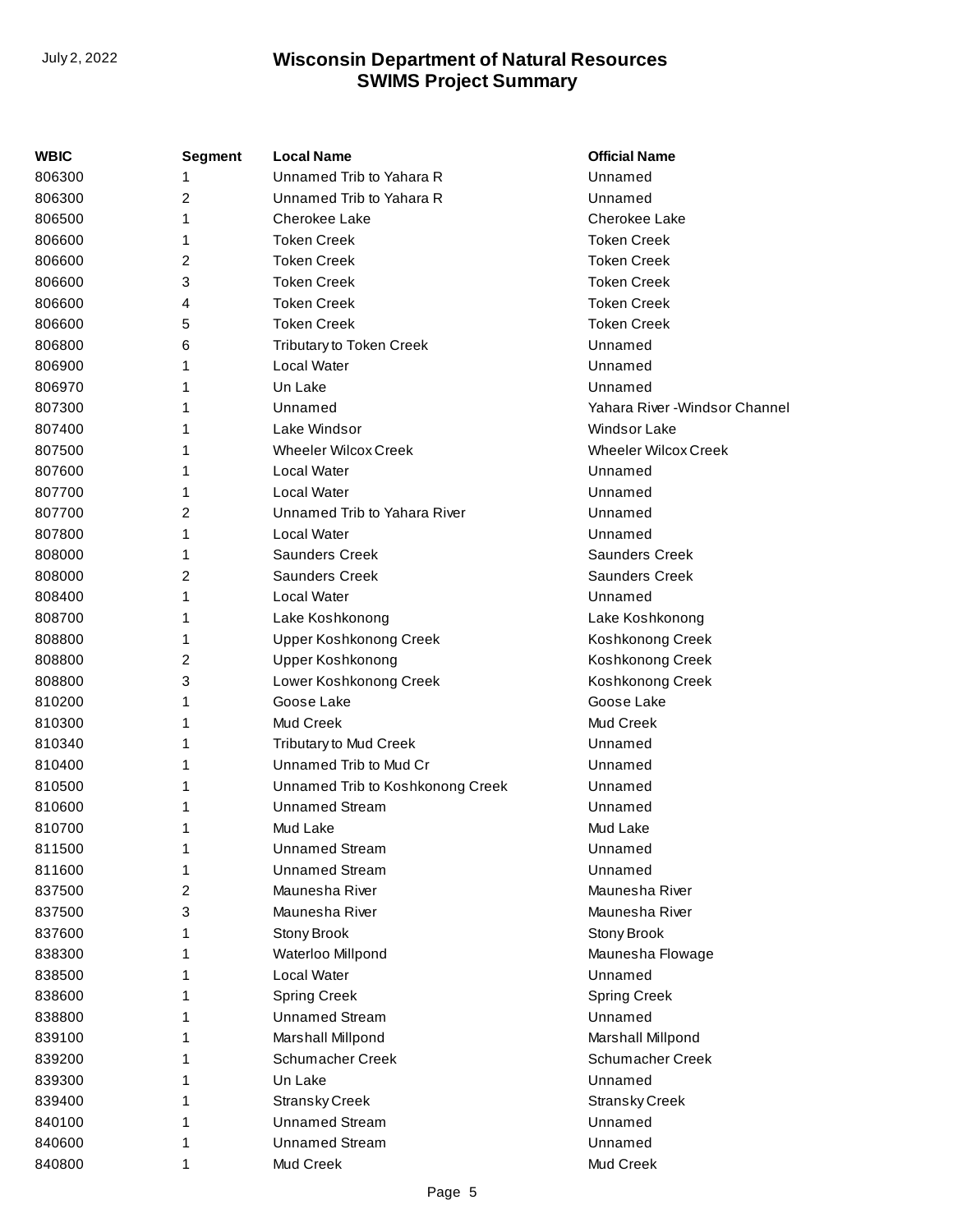| WBIC | Segment | Local Name | Official Name |
| --- | --- | --- | --- |
| 806300 | 1 | Unnamed Trib to Yahara R | Unnamed |
| 806300 | 2 | Unnamed Trib to Yahara R | Unnamed |
| 806500 | 1 | Cherokee Lake | Cherokee Lake |
| 806600 | 1 | Token Creek | Token Creek |
| 806600 | 2 | Token Creek | Token Creek |
| 806600 | 3 | Token Creek | Token Creek |
| 806600 | 4 | Token Creek | Token Creek |
| 806600 | 5 | Token Creek | Token Creek |
| 806800 | 6 | Tributary to Token Creek | Unnamed |
| 806900 | 1 | Local Water | Unnamed |
| 806970 | 1 | Un Lake | Unnamed |
| 807300 | 1 | Unnamed | Yahara River -Windsor Channel |
| 807400 | 1 | Lake Windsor | Windsor Lake |
| 807500 | 1 | Wheeler Wilcox Creek | Wheeler Wilcox Creek |
| 807600 | 1 | Local Water | Unnamed |
| 807700 | 1 | Local Water | Unnamed |
| 807700 | 2 | Unnamed Trib to Yahara River | Unnamed |
| 807800 | 1 | Local Water | Unnamed |
| 808000 | 1 | Saunders Creek | Saunders Creek |
| 808000 | 2 | Saunders Creek | Saunders Creek |
| 808400 | 1 | Local Water | Unnamed |
| 808700 | 1 | Lake Koshkonong | Lake Koshkonong |
| 808800 | 1 | Upper Koshkonong Creek | Koshkonong Creek |
| 808800 | 2 | Upper Koshkonong | Koshkonong Creek |
| 808800 | 3 | Lower Koshkonong Creek | Koshkonong Creek |
| 810200 | 1 | Goose Lake | Goose Lake |
| 810300 | 1 | Mud Creek | Mud Creek |
| 810340 | 1 | Tributary to Mud Creek | Unnamed |
| 810400 | 1 | Unnamed Trib to Mud Cr | Unnamed |
| 810500 | 1 | Unnamed Trib to Koshkonong Creek | Unnamed |
| 810600 | 1 | Unnamed Stream | Unnamed |
| 810700 | 1 | Mud Lake | Mud Lake |
| 811500 | 1 | Unnamed Stream | Unnamed |
| 811600 | 1 | Unnamed Stream | Unnamed |
| 837500 | 2 | Maunesha River | Maunesha River |
| 837500 | 3 | Maunesha River | Maunesha River |
| 837600 | 1 | Stony Brook | Stony Brook |
| 838300 | 1 | Waterloo Millpond | Maunesha Flowage |
| 838500 | 1 | Local Water | Unnamed |
| 838600 | 1 | Spring Creek | Spring Creek |
| 838800 | 1 | Unnamed Stream | Unnamed |
| 839100 | 1 | Marshall Millpond | Marshall Millpond |
| 839200 | 1 | Schumacher Creek | Schumacher Creek |
| 839300 | 1 | Un Lake | Unnamed |
| 839400 | 1 | Stransky Creek | Stransky Creek |
| 840100 | 1 | Unnamed Stream | Unnamed |
| 840600 | 1 | Unnamed Stream | Unnamed |
| 840800 | 1 | Mud Creek | Mud Creek |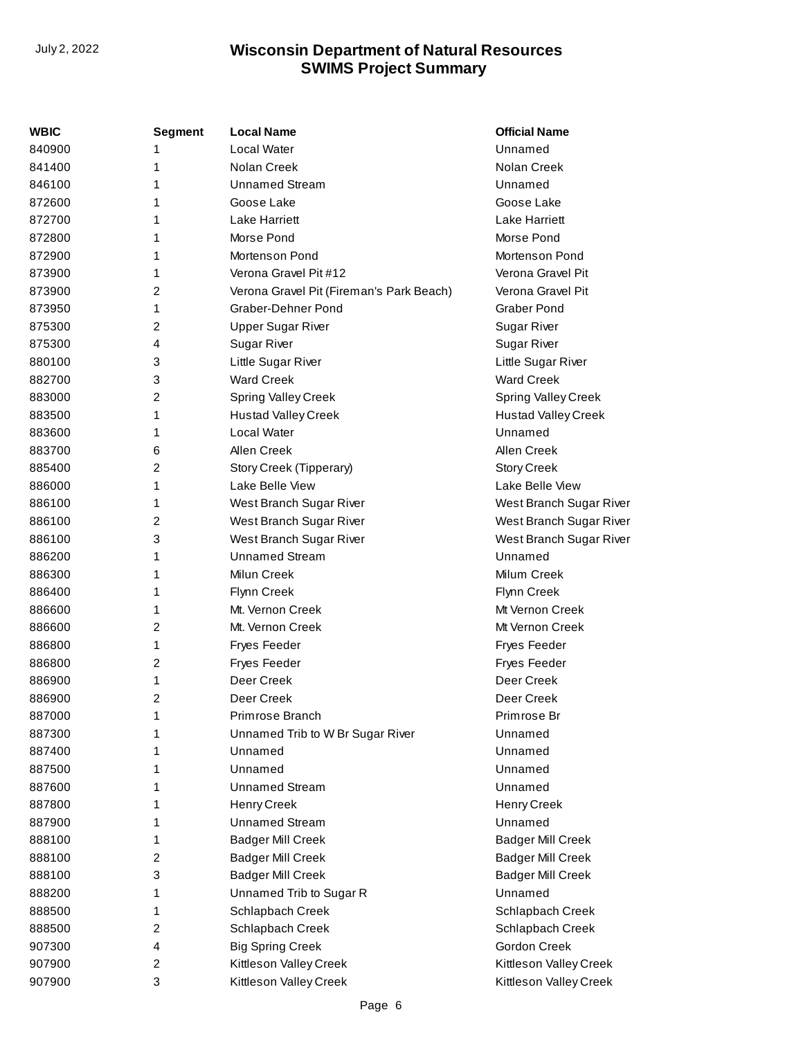| WBIC | Segment | Local Name | Official Name |
| --- | --- | --- | --- |
| 840900 | 1 | Local Water | Unnamed |
| 841400 | 1 | Nolan Creek | Nolan Creek |
| 846100 | 1 | Unnamed Stream | Unnamed |
| 872600 | 1 | Goose Lake | Goose Lake |
| 872700 | 1 | Lake Harriett | Lake Harriett |
| 872800 | 1 | Morse Pond | Morse Pond |
| 872900 | 1 | Mortenson Pond | Mortenson Pond |
| 873900 | 1 | Verona Gravel Pit #12 | Verona Gravel Pit |
| 873900 | 2 | Verona Gravel Pit (Fireman's Park Beach) | Verona Gravel Pit |
| 873950 | 1 | Graber-Dehner Pond | Graber Pond |
| 875300 | 2 | Upper Sugar River | Sugar River |
| 875300 | 4 | Sugar River | Sugar River |
| 880100 | 3 | Little Sugar River | Little Sugar River |
| 882700 | 3 | Ward Creek | Ward Creek |
| 883000 | 2 | Spring Valley Creek | Spring Valley Creek |
| 883500 | 1 | Hustad Valley Creek | Hustad Valley Creek |
| 883600 | 1 | Local Water | Unnamed |
| 883700 | 6 | Allen Creek | Allen Creek |
| 885400 | 2 | Story Creek (Tipperary) | Story Creek |
| 886000 | 1 | Lake Belle View | Lake Belle View |
| 886100 | 1 | West Branch Sugar River | West Branch Sugar River |
| 886100 | 2 | West Branch Sugar River | West Branch Sugar River |
| 886100 | 3 | West Branch Sugar River | West Branch Sugar River |
| 886200 | 1 | Unnamed Stream | Unnamed |
| 886300 | 1 | Milun Creek | Milum Creek |
| 886400 | 1 | Flynn Creek | Flynn Creek |
| 886600 | 1 | Mt. Vernon Creek | Mt Vernon Creek |
| 886600 | 2 | Mt. Vernon Creek | Mt Vernon Creek |
| 886800 | 1 | Fryes Feeder | Fryes Feeder |
| 886800 | 2 | Fryes Feeder | Fryes Feeder |
| 886900 | 1 | Deer Creek | Deer Creek |
| 886900 | 2 | Deer Creek | Deer Creek |
| 887000 | 1 | Primrose Branch | Primrose Br |
| 887300 | 1 | Unnamed Trib to W Br Sugar River | Unnamed |
| 887400 | 1 | Unnamed | Unnamed |
| 887500 | 1 | Unnamed | Unnamed |
| 887600 | 1 | Unnamed Stream | Unnamed |
| 887800 | 1 | Henry Creek | Henry Creek |
| 887900 | 1 | Unnamed Stream | Unnamed |
| 888100 | 1 | Badger Mill Creek | Badger Mill Creek |
| 888100 | 2 | Badger Mill Creek | Badger Mill Creek |
| 888100 | 3 | Badger Mill Creek | Badger Mill Creek |
| 888200 | 1 | Unnamed Trib to Sugar R | Unnamed |
| 888500 | 1 | Schlapbach Creek | Schlapbach Creek |
| 888500 | 2 | Schlapbach Creek | Schlapbach Creek |
| 907300 | 4 | Big Spring Creek | Gordon Creek |
| 907900 | 2 | Kittleson Valley Creek | Kittleson Valley Creek |
| 907900 | 3 | Kittleson Valley Creek | Kittleson Valley Creek |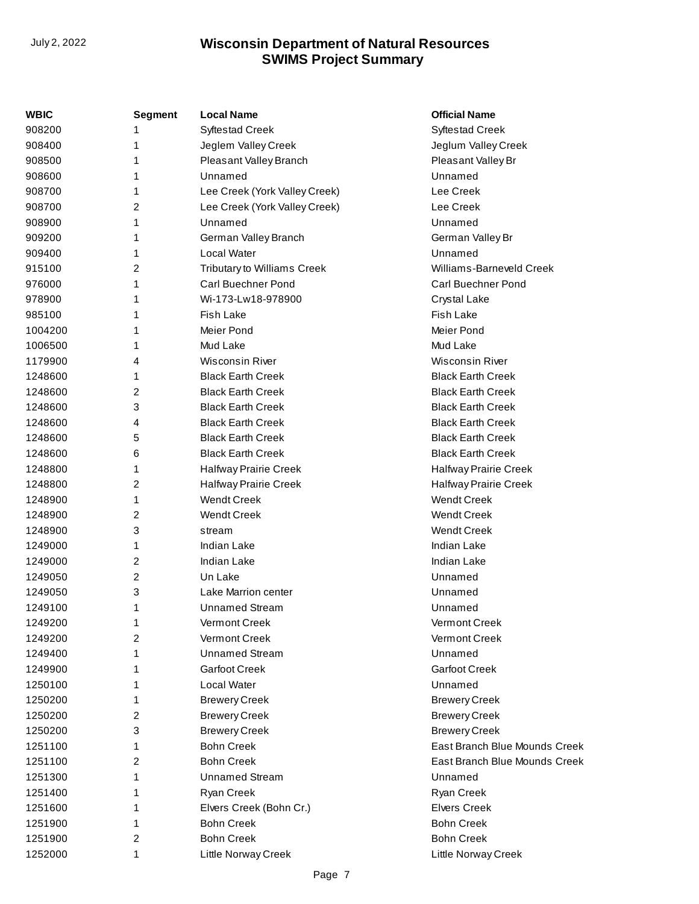| WBIC | Segment | Local Name | Official Name |
|---|---|---|---|
| 908200 | 1 | Syftestad Creek | Syftestad Creek |
| 908400 | 1 | Jeglem Valley Creek | Jeglum Valley Creek |
| 908500 | 1 | Pleasant Valley Branch | Pleasant Valley Br |
| 908600 | 1 | Unnamed | Unnamed |
| 908700 | 1 | Lee Creek (York Valley Creek) | Lee Creek |
| 908700 | 2 | Lee Creek (York Valley Creek) | Lee Creek |
| 908900 | 1 | Unnamed | Unnamed |
| 909200 | 1 | German Valley Branch | German Valley Br |
| 909400 | 1 | Local Water | Unnamed |
| 915100 | 2 | Tributary to Williams Creek | Williams-Barneveld Creek |
| 976000 | 1 | Carl Buechner Pond | Carl Buechner Pond |
| 978900 | 1 | Wi-173-Lw18-978900 | Crystal Lake |
| 985100 | 1 | Fish Lake | Fish Lake |
| 1004200 | 1 | Meier Pond | Meier Pond |
| 1006500 | 1 | Mud Lake | Mud Lake |
| 1179900 | 4 | Wisconsin River | Wisconsin River |
| 1248600 | 1 | Black Earth Creek | Black Earth Creek |
| 1248600 | 2 | Black Earth Creek | Black Earth Creek |
| 1248600 | 3 | Black Earth Creek | Black Earth Creek |
| 1248600 | 4 | Black Earth Creek | Black Earth Creek |
| 1248600 | 5 | Black Earth Creek | Black Earth Creek |
| 1248600 | 6 | Black Earth Creek | Black Earth Creek |
| 1248800 | 1 | Halfway Prairie Creek | Halfway Prairie Creek |
| 1248800 | 2 | Halfway Prairie Creek | Halfway Prairie Creek |
| 1248900 | 1 | Wendt Creek | Wendt Creek |
| 1248900 | 2 | Wendt Creek | Wendt Creek |
| 1248900 | 3 | stream | Wendt Creek |
| 1249000 | 1 | Indian Lake | Indian Lake |
| 1249000 | 2 | Indian Lake | Indian Lake |
| 1249050 | 2 | Un Lake | Unnamed |
| 1249050 | 3 | Lake Marrion center | Unnamed |
| 1249100 | 1 | Unnamed Stream | Unnamed |
| 1249200 | 1 | Vermont Creek | Vermont Creek |
| 1249200 | 2 | Vermont Creek | Vermont Creek |
| 1249400 | 1 | Unnamed Stream | Unnamed |
| 1249900 | 1 | Garfoot Creek | Garfoot Creek |
| 1250100 | 1 | Local Water | Unnamed |
| 1250200 | 1 | Brewery Creek | Brewery Creek |
| 1250200 | 2 | Brewery Creek | Brewery Creek |
| 1250200 | 3 | Brewery Creek | Brewery Creek |
| 1251100 | 1 | Bohn Creek | East Branch Blue Mounds Creek |
| 1251100 | 2 | Bohn Creek | East Branch Blue Mounds Creek |
| 1251300 | 1 | Unnamed Stream | Unnamed |
| 1251400 | 1 | Ryan Creek | Ryan Creek |
| 1251600 | 1 | Elvers Creek (Bohn Cr.) | Elvers Creek |
| 1251900 | 1 | Bohn Creek | Bohn Creek |
| 1251900 | 2 | Bohn Creek | Bohn Creek |
| 1252000 | 1 | Little Norway Creek | Little Norway Creek |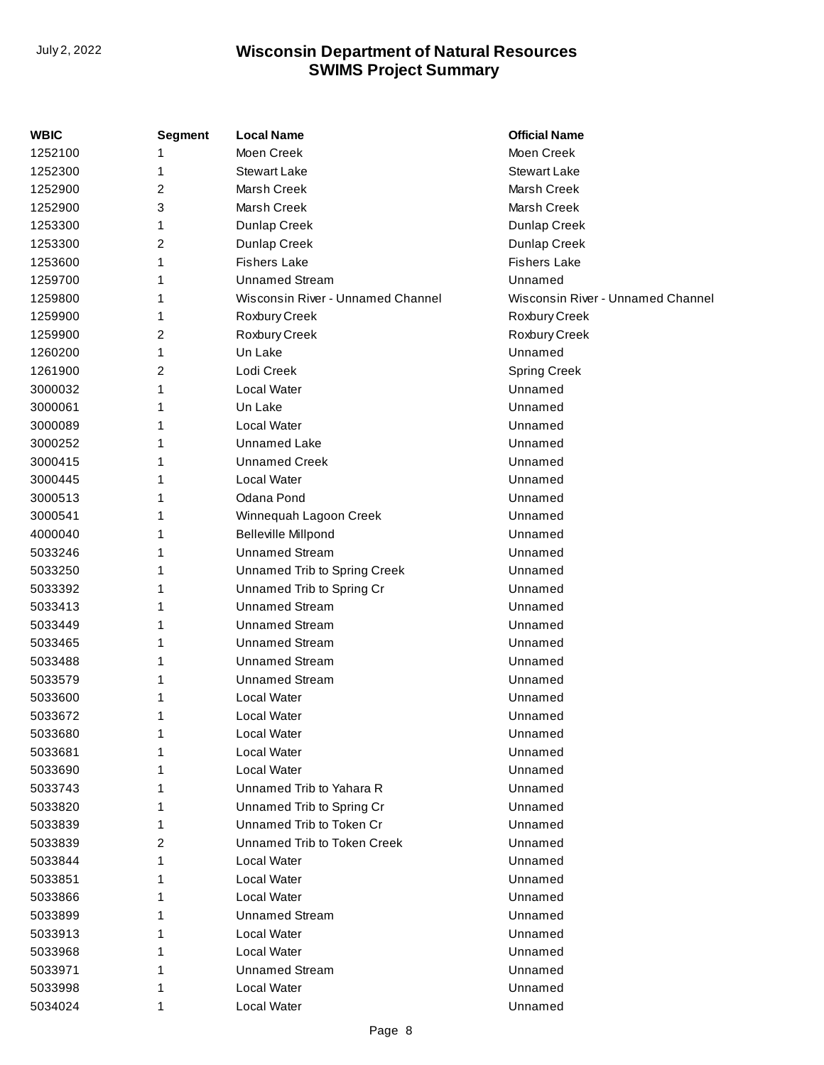| WBIC | Segment | Local Name | Official Name |
|---|---|---|---|
| 1252100 | 1 | Moen Creek | Moen Creek |
| 1252300 | 1 | Stewart Lake | Stewart Lake |
| 1252900 | 2 | Marsh Creek | Marsh Creek |
| 1252900 | 3 | Marsh Creek | Marsh Creek |
| 1253300 | 1 | Dunlap Creek | Dunlap Creek |
| 1253300 | 2 | Dunlap Creek | Dunlap Creek |
| 1253600 | 1 | Fishers Lake | Fishers Lake |
| 1259700 | 1 | Unnamed Stream | Unnamed |
| 1259800 | 1 | Wisconsin River - Unnamed Channel | Wisconsin River - Unnamed Channel |
| 1259900 | 1 | Roxbury Creek | Roxbury Creek |
| 1259900 | 2 | Roxbury Creek | Roxbury Creek |
| 1260200 | 1 | Un Lake | Unnamed |
| 1261900 | 2 | Lodi Creek | Spring Creek |
| 3000032 | 1 | Local Water | Unnamed |
| 3000061 | 1 | Un Lake | Unnamed |
| 3000089 | 1 | Local Water | Unnamed |
| 3000252 | 1 | Unnamed Lake | Unnamed |
| 3000415 | 1 | Unnamed Creek | Unnamed |
| 3000445 | 1 | Local Water | Unnamed |
| 3000513 | 1 | Odana Pond | Unnamed |
| 3000541 | 1 | Winnequah Lagoon Creek | Unnamed |
| 4000040 | 1 | Belleville Millpond | Unnamed |
| 5033246 | 1 | Unnamed Stream | Unnamed |
| 5033250 | 1 | Unnamed Trib to Spring Creek | Unnamed |
| 5033392 | 1 | Unnamed Trib to Spring Cr | Unnamed |
| 5033413 | 1 | Unnamed Stream | Unnamed |
| 5033449 | 1 | Unnamed Stream | Unnamed |
| 5033465 | 1 | Unnamed Stream | Unnamed |
| 5033488 | 1 | Unnamed Stream | Unnamed |
| 5033579 | 1 | Unnamed Stream | Unnamed |
| 5033600 | 1 | Local Water | Unnamed |
| 5033672 | 1 | Local Water | Unnamed |
| 5033680 | 1 | Local Water | Unnamed |
| 5033681 | 1 | Local Water | Unnamed |
| 5033690 | 1 | Local Water | Unnamed |
| 5033743 | 1 | Unnamed Trib to Yahara R | Unnamed |
| 5033820 | 1 | Unnamed Trib to Spring Cr | Unnamed |
| 5033839 | 1 | Unnamed Trib to Token Cr | Unnamed |
| 5033839 | 2 | Unnamed Trib to Token Creek | Unnamed |
| 5033844 | 1 | Local Water | Unnamed |
| 5033851 | 1 | Local Water | Unnamed |
| 5033866 | 1 | Local Water | Unnamed |
| 5033899 | 1 | Unnamed Stream | Unnamed |
| 5033913 | 1 | Local Water | Unnamed |
| 5033968 | 1 | Local Water | Unnamed |
| 5033971 | 1 | Unnamed Stream | Unnamed |
| 5033998 | 1 | Local Water | Unnamed |
| 5034024 | 1 | Local Water | Unnamed |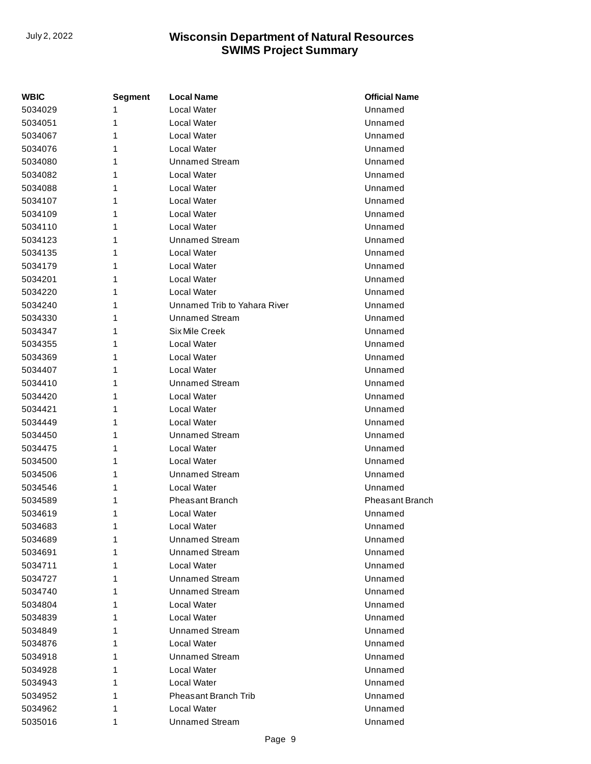| WBIC | Segment | Local Name | Official Name |
| --- | --- | --- | --- |
| 5034029 | 1 | Local Water | Unnamed |
| 5034051 | 1 | Local Water | Unnamed |
| 5034067 | 1 | Local Water | Unnamed |
| 5034076 | 1 | Local Water | Unnamed |
| 5034080 | 1 | Unnamed Stream | Unnamed |
| 5034082 | 1 | Local Water | Unnamed |
| 5034088 | 1 | Local Water | Unnamed |
| 5034107 | 1 | Local Water | Unnamed |
| 5034109 | 1 | Local Water | Unnamed |
| 5034110 | 1 | Local Water | Unnamed |
| 5034123 | 1 | Unnamed Stream | Unnamed |
| 5034135 | 1 | Local Water | Unnamed |
| 5034179 | 1 | Local Water | Unnamed |
| 5034201 | 1 | Local Water | Unnamed |
| 5034220 | 1 | Local Water | Unnamed |
| 5034240 | 1 | Unnamed Trib to Yahara River | Unnamed |
| 5034330 | 1 | Unnamed Stream | Unnamed |
| 5034347 | 1 | Six Mile Creek | Unnamed |
| 5034355 | 1 | Local Water | Unnamed |
| 5034369 | 1 | Local Water | Unnamed |
| 5034407 | 1 | Local Water | Unnamed |
| 5034410 | 1 | Unnamed Stream | Unnamed |
| 5034420 | 1 | Local Water | Unnamed |
| 5034421 | 1 | Local Water | Unnamed |
| 5034449 | 1 | Local Water | Unnamed |
| 5034450 | 1 | Unnamed Stream | Unnamed |
| 5034475 | 1 | Local Water | Unnamed |
| 5034500 | 1 | Local Water | Unnamed |
| 5034506 | 1 | Unnamed Stream | Unnamed |
| 5034546 | 1 | Local Water | Unnamed |
| 5034589 | 1 | Pheasant Branch | Pheasant Branch |
| 5034619 | 1 | Local Water | Unnamed |
| 5034683 | 1 | Local Water | Unnamed |
| 5034689 | 1 | Unnamed Stream | Unnamed |
| 5034691 | 1 | Unnamed Stream | Unnamed |
| 5034711 | 1 | Local Water | Unnamed |
| 5034727 | 1 | Unnamed Stream | Unnamed |
| 5034740 | 1 | Unnamed Stream | Unnamed |
| 5034804 | 1 | Local Water | Unnamed |
| 5034839 | 1 | Local Water | Unnamed |
| 5034849 | 1 | Unnamed Stream | Unnamed |
| 5034876 | 1 | Local Water | Unnamed |
| 5034918 | 1 | Unnamed Stream | Unnamed |
| 5034928 | 1 | Local Water | Unnamed |
| 5034943 | 1 | Local Water | Unnamed |
| 5034952 | 1 | Pheasant Branch Trib | Unnamed |
| 5034962 | 1 | Local Water | Unnamed |
| 5035016 | 1 | Unnamed Stream | Unnamed |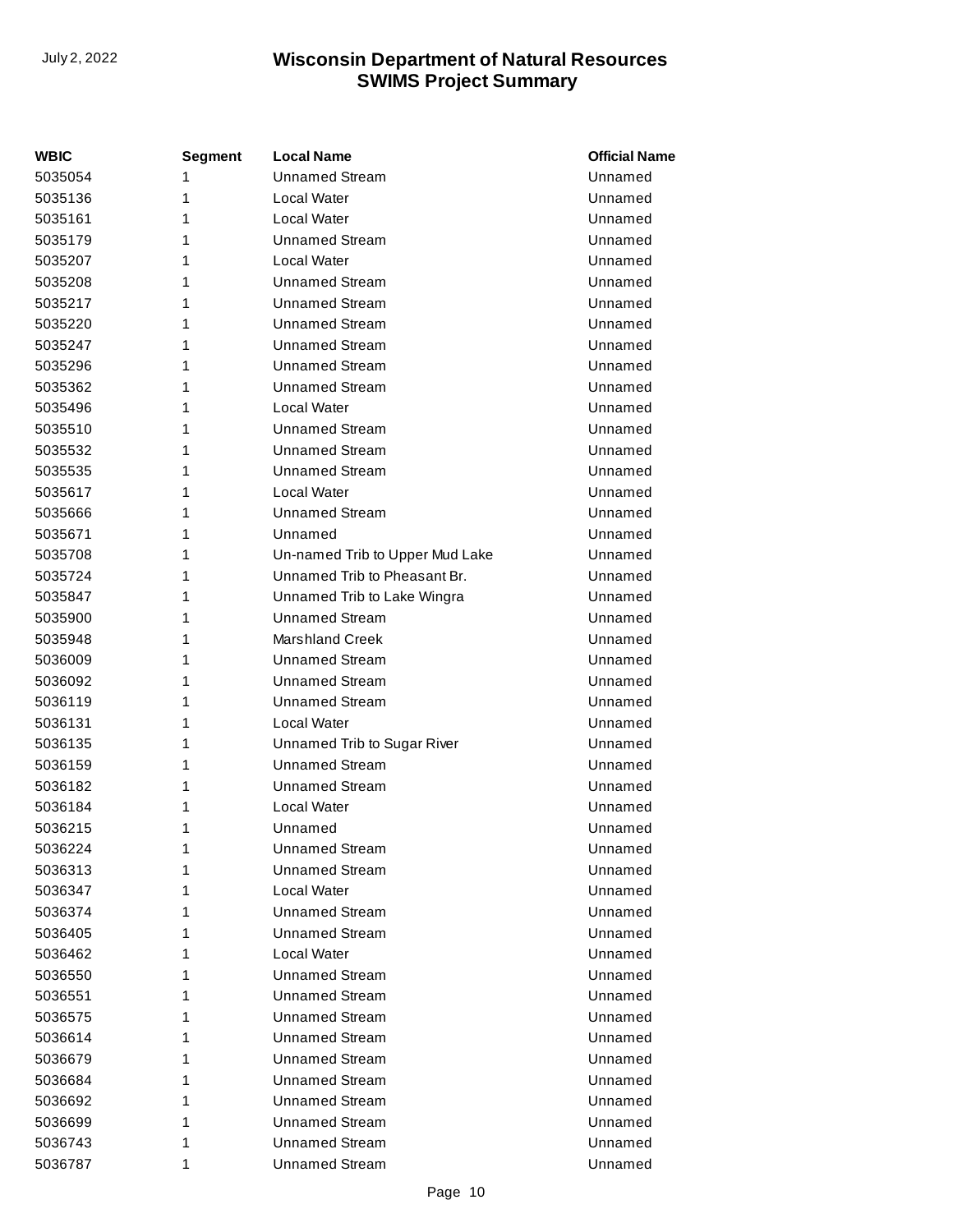| WBIC | Segment | Local Name | Official Name |
|---|---|---|---|
| 5035054 | 1 | Unnamed Stream | Unnamed |
| 5035136 | 1 | Local Water | Unnamed |
| 5035161 | 1 | Local Water | Unnamed |
| 5035179 | 1 | Unnamed Stream | Unnamed |
| 5035207 | 1 | Local Water | Unnamed |
| 5035208 | 1 | Unnamed Stream | Unnamed |
| 5035217 | 1 | Unnamed Stream | Unnamed |
| 5035220 | 1 | Unnamed Stream | Unnamed |
| 5035247 | 1 | Unnamed Stream | Unnamed |
| 5035296 | 1 | Unnamed Stream | Unnamed |
| 5035362 | 1 | Unnamed Stream | Unnamed |
| 5035496 | 1 | Local Water | Unnamed |
| 5035510 | 1 | Unnamed Stream | Unnamed |
| 5035532 | 1 | Unnamed Stream | Unnamed |
| 5035535 | 1 | Unnamed Stream | Unnamed |
| 5035617 | 1 | Local Water | Unnamed |
| 5035666 | 1 | Unnamed Stream | Unnamed |
| 5035671 | 1 | Unnamed | Unnamed |
| 5035708 | 1 | Un-named Trib to Upper Mud Lake | Unnamed |
| 5035724 | 1 | Unnamed Trib to Pheasant Br. | Unnamed |
| 5035847 | 1 | Unnamed Trib to Lake Wingra | Unnamed |
| 5035900 | 1 | Unnamed Stream | Unnamed |
| 5035948 | 1 | Marshland Creek | Unnamed |
| 5036009 | 1 | Unnamed Stream | Unnamed |
| 5036092 | 1 | Unnamed Stream | Unnamed |
| 5036119 | 1 | Unnamed Stream | Unnamed |
| 5036131 | 1 | Local Water | Unnamed |
| 5036135 | 1 | Unnamed Trib to Sugar River | Unnamed |
| 5036159 | 1 | Unnamed Stream | Unnamed |
| 5036182 | 1 | Unnamed Stream | Unnamed |
| 5036184 | 1 | Local Water | Unnamed |
| 5036215 | 1 | Unnamed | Unnamed |
| 5036224 | 1 | Unnamed Stream | Unnamed |
| 5036313 | 1 | Unnamed Stream | Unnamed |
| 5036347 | 1 | Local Water | Unnamed |
| 5036374 | 1 | Unnamed Stream | Unnamed |
| 5036405 | 1 | Unnamed Stream | Unnamed |
| 5036462 | 1 | Local Water | Unnamed |
| 5036550 | 1 | Unnamed Stream | Unnamed |
| 5036551 | 1 | Unnamed Stream | Unnamed |
| 5036575 | 1 | Unnamed Stream | Unnamed |
| 5036614 | 1 | Unnamed Stream | Unnamed |
| 5036679 | 1 | Unnamed Stream | Unnamed |
| 5036684 | 1 | Unnamed Stream | Unnamed |
| 5036692 | 1 | Unnamed Stream | Unnamed |
| 5036699 | 1 | Unnamed Stream | Unnamed |
| 5036743 | 1 | Unnamed Stream | Unnamed |
| 5036787 | 1 | Unnamed Stream | Unnamed |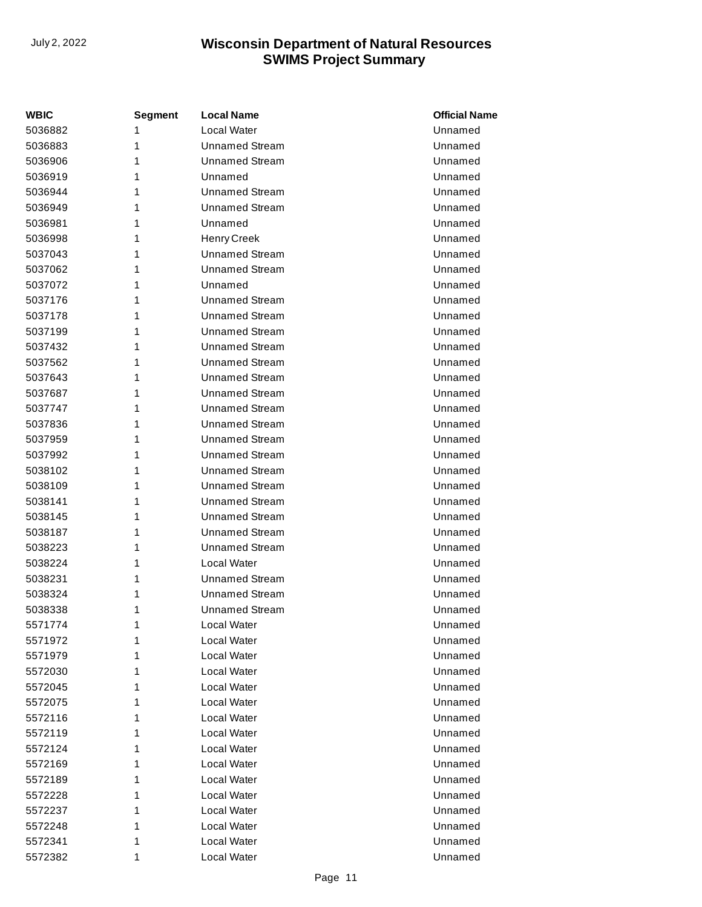| WBIC | Segment | Local Name | Official Name |
|---|---|---|---|
| 5036882 | 1 | Local Water | Unnamed |
| 5036883 | 1 | Unnamed Stream | Unnamed |
| 5036906 | 1 | Unnamed Stream | Unnamed |
| 5036919 | 1 | Unnamed | Unnamed |
| 5036944 | 1 | Unnamed Stream | Unnamed |
| 5036949 | 1 | Unnamed Stream | Unnamed |
| 5036981 | 1 | Unnamed | Unnamed |
| 5036998 | 1 | Henry Creek | Unnamed |
| 5037043 | 1 | Unnamed Stream | Unnamed |
| 5037062 | 1 | Unnamed Stream | Unnamed |
| 5037072 | 1 | Unnamed | Unnamed |
| 5037176 | 1 | Unnamed Stream | Unnamed |
| 5037178 | 1 | Unnamed Stream | Unnamed |
| 5037199 | 1 | Unnamed Stream | Unnamed |
| 5037432 | 1 | Unnamed Stream | Unnamed |
| 5037562 | 1 | Unnamed Stream | Unnamed |
| 5037643 | 1 | Unnamed Stream | Unnamed |
| 5037687 | 1 | Unnamed Stream | Unnamed |
| 5037747 | 1 | Unnamed Stream | Unnamed |
| 5037836 | 1 | Unnamed Stream | Unnamed |
| 5037959 | 1 | Unnamed Stream | Unnamed |
| 5037992 | 1 | Unnamed Stream | Unnamed |
| 5038102 | 1 | Unnamed Stream | Unnamed |
| 5038109 | 1 | Unnamed Stream | Unnamed |
| 5038141 | 1 | Unnamed Stream | Unnamed |
| 5038145 | 1 | Unnamed Stream | Unnamed |
| 5038187 | 1 | Unnamed Stream | Unnamed |
| 5038223 | 1 | Unnamed Stream | Unnamed |
| 5038224 | 1 | Local Water | Unnamed |
| 5038231 | 1 | Unnamed Stream | Unnamed |
| 5038324 | 1 | Unnamed Stream | Unnamed |
| 5038338 | 1 | Unnamed Stream | Unnamed |
| 5571774 | 1 | Local Water | Unnamed |
| 5571972 | 1 | Local Water | Unnamed |
| 5571979 | 1 | Local Water | Unnamed |
| 5572030 | 1 | Local Water | Unnamed |
| 5572045 | 1 | Local Water | Unnamed |
| 5572075 | 1 | Local Water | Unnamed |
| 5572116 | 1 | Local Water | Unnamed |
| 5572119 | 1 | Local Water | Unnamed |
| 5572124 | 1 | Local Water | Unnamed |
| 5572169 | 1 | Local Water | Unnamed |
| 5572189 | 1 | Local Water | Unnamed |
| 5572228 | 1 | Local Water | Unnamed |
| 5572237 | 1 | Local Water | Unnamed |
| 5572248 | 1 | Local Water | Unnamed |
| 5572341 | 1 | Local Water | Unnamed |
| 5572382 | 1 | Local Water | Unnamed |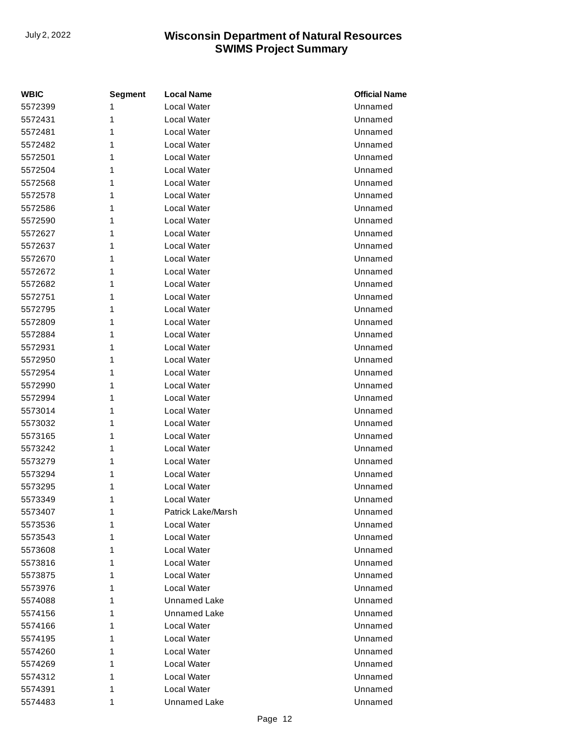| WBIC | Segment | Local Name | Official Name |
|---|---|---|---|
| 5572399 | 1 | Local Water | Unnamed |
| 5572431 | 1 | Local Water | Unnamed |
| 5572481 | 1 | Local Water | Unnamed |
| 5572482 | 1 | Local Water | Unnamed |
| 5572501 | 1 | Local Water | Unnamed |
| 5572504 | 1 | Local Water | Unnamed |
| 5572568 | 1 | Local Water | Unnamed |
| 5572578 | 1 | Local Water | Unnamed |
| 5572586 | 1 | Local Water | Unnamed |
| 5572590 | 1 | Local Water | Unnamed |
| 5572627 | 1 | Local Water | Unnamed |
| 5572637 | 1 | Local Water | Unnamed |
| 5572670 | 1 | Local Water | Unnamed |
| 5572672 | 1 | Local Water | Unnamed |
| 5572682 | 1 | Local Water | Unnamed |
| 5572751 | 1 | Local Water | Unnamed |
| 5572795 | 1 | Local Water | Unnamed |
| 5572809 | 1 | Local Water | Unnamed |
| 5572884 | 1 | Local Water | Unnamed |
| 5572931 | 1 | Local Water | Unnamed |
| 5572950 | 1 | Local Water | Unnamed |
| 5572954 | 1 | Local Water | Unnamed |
| 5572990 | 1 | Local Water | Unnamed |
| 5572994 | 1 | Local Water | Unnamed |
| 5573014 | 1 | Local Water | Unnamed |
| 5573032 | 1 | Local Water | Unnamed |
| 5573165 | 1 | Local Water | Unnamed |
| 5573242 | 1 | Local Water | Unnamed |
| 5573279 | 1 | Local Water | Unnamed |
| 5573294 | 1 | Local Water | Unnamed |
| 5573295 | 1 | Local Water | Unnamed |
| 5573349 | 1 | Local Water | Unnamed |
| 5573407 | 1 | Patrick Lake/Marsh | Unnamed |
| 5573536 | 1 | Local Water | Unnamed |
| 5573543 | 1 | Local Water | Unnamed |
| 5573608 | 1 | Local Water | Unnamed |
| 5573816 | 1 | Local Water | Unnamed |
| 5573875 | 1 | Local Water | Unnamed |
| 5573976 | 1 | Local Water | Unnamed |
| 5574088 | 1 | Unnamed Lake | Unnamed |
| 5574156 | 1 | Unnamed Lake | Unnamed |
| 5574166 | 1 | Local Water | Unnamed |
| 5574195 | 1 | Local Water | Unnamed |
| 5574260 | 1 | Local Water | Unnamed |
| 5574269 | 1 | Local Water | Unnamed |
| 5574312 | 1 | Local Water | Unnamed |
| 5574391 | 1 | Local Water | Unnamed |
| 5574483 | 1 | Unnamed Lake | Unnamed |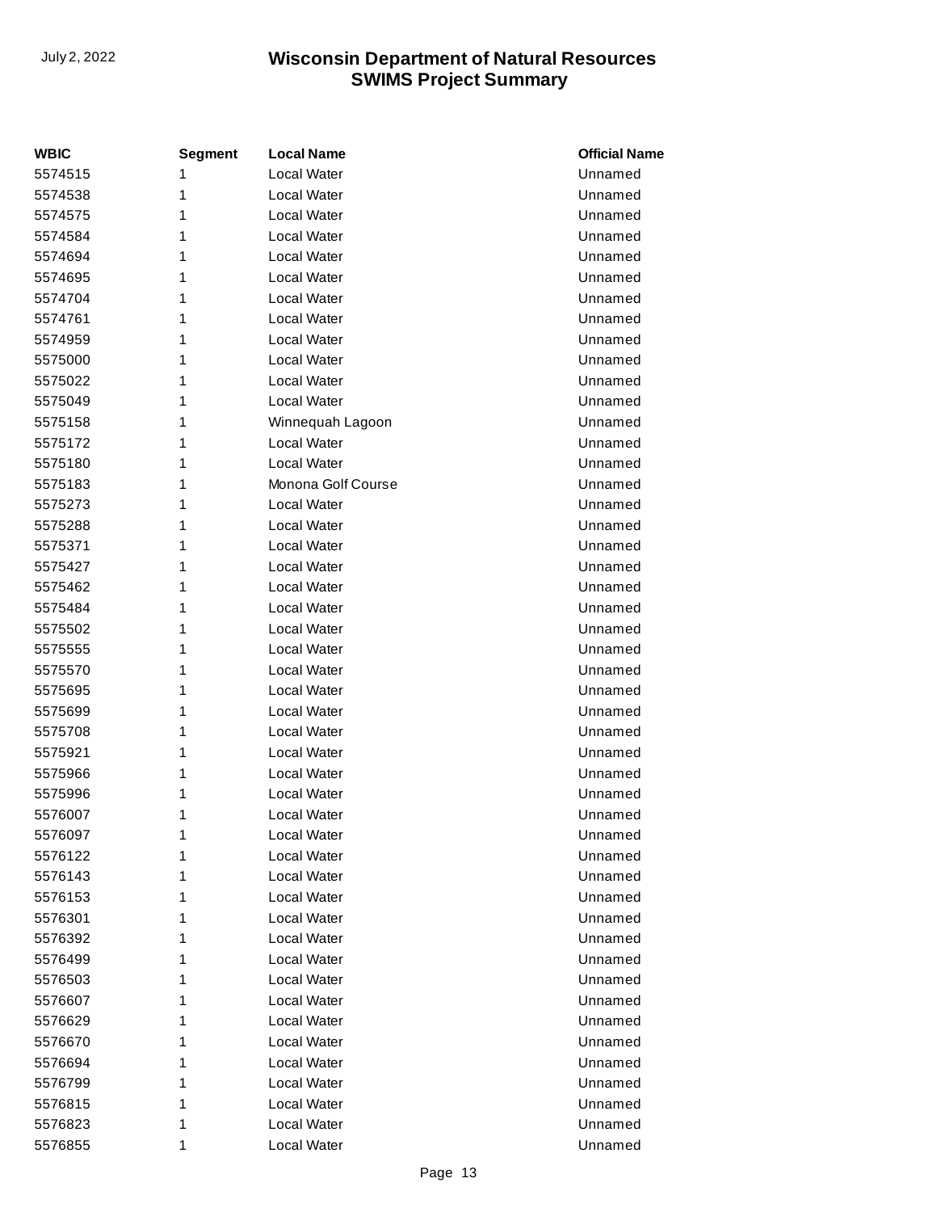| WBIC | Segment | Local Name | Official Name |
| --- | --- | --- | --- |
| 5574515 | 1 | Local Water | Unnamed |
| 5574538 | 1 | Local Water | Unnamed |
| 5574575 | 1 | Local Water | Unnamed |
| 5574584 | 1 | Local Water | Unnamed |
| 5574694 | 1 | Local Water | Unnamed |
| 5574695 | 1 | Local Water | Unnamed |
| 5574704 | 1 | Local Water | Unnamed |
| 5574761 | 1 | Local Water | Unnamed |
| 5574959 | 1 | Local Water | Unnamed |
| 5575000 | 1 | Local Water | Unnamed |
| 5575022 | 1 | Local Water | Unnamed |
| 5575049 | 1 | Local Water | Unnamed |
| 5575158 | 1 | Winnequah Lagoon | Unnamed |
| 5575172 | 1 | Local Water | Unnamed |
| 5575180 | 1 | Local Water | Unnamed |
| 5575183 | 1 | Monona Golf Course | Unnamed |
| 5575273 | 1 | Local Water | Unnamed |
| 5575288 | 1 | Local Water | Unnamed |
| 5575371 | 1 | Local Water | Unnamed |
| 5575427 | 1 | Local Water | Unnamed |
| 5575462 | 1 | Local Water | Unnamed |
| 5575484 | 1 | Local Water | Unnamed |
| 5575502 | 1 | Local Water | Unnamed |
| 5575555 | 1 | Local Water | Unnamed |
| 5575570 | 1 | Local Water | Unnamed |
| 5575695 | 1 | Local Water | Unnamed |
| 5575699 | 1 | Local Water | Unnamed |
| 5575708 | 1 | Local Water | Unnamed |
| 5575921 | 1 | Local Water | Unnamed |
| 5575966 | 1 | Local Water | Unnamed |
| 5575996 | 1 | Local Water | Unnamed |
| 5576007 | 1 | Local Water | Unnamed |
| 5576097 | 1 | Local Water | Unnamed |
| 5576122 | 1 | Local Water | Unnamed |
| 5576143 | 1 | Local Water | Unnamed |
| 5576153 | 1 | Local Water | Unnamed |
| 5576301 | 1 | Local Water | Unnamed |
| 5576392 | 1 | Local Water | Unnamed |
| 5576499 | 1 | Local Water | Unnamed |
| 5576503 | 1 | Local Water | Unnamed |
| 5576607 | 1 | Local Water | Unnamed |
| 5576629 | 1 | Local Water | Unnamed |
| 5576670 | 1 | Local Water | Unnamed |
| 5576694 | 1 | Local Water | Unnamed |
| 5576799 | 1 | Local Water | Unnamed |
| 5576815 | 1 | Local Water | Unnamed |
| 5576823 | 1 | Local Water | Unnamed |
| 5576855 | 1 | Local Water | Unnamed |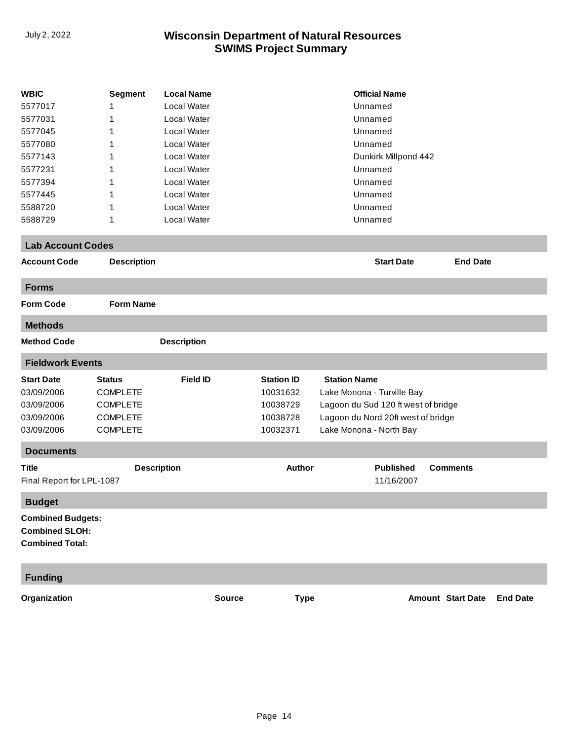| WBIC | Segment | Local Name | Official Name |
| --- | --- | --- | --- |
| 5577017 | 1 | Local Water | Unnamed |
| 5577031 | 1 | Local Water | Unnamed |
| 5577045 | 1 | Local Water | Unnamed |
| 5577080 | 1 | Local Water | Unnamed |
| 5577143 | 1 | Local Water | Dunkirk Millpond 442 |
| 5577231 | 1 | Local Water | Unnamed |
| 5577394 | 1 | Local Water | Unnamed |
| 5577445 | 1 | Local Water | Unnamed |
| 5588720 | 1 | Local Water | Unnamed |
| 5588729 | 1 | Local Water | Unnamed |

## Lab Account Codes

| Account Code | Description | Start Date | End Date |
| --- | --- | --- | --- |

## Forms

| Form Code | Form Name |
| --- | --- |

## Methods

| Method Code | Description |
| --- | --- |

## Fieldwork Events

| Start Date | Status | Field ID | Station ID | Station Name |
| --- | --- | --- | --- | --- |
| 03/09/2006 | COMPLETE | | 10031632 | Lake Monona - Turville Bay |
| 03/09/2006 | COMPLETE | | 10038729 | Lagoon du Sud 120 ft west of bridge |
| 03/09/2006 | COMPLETE | | 10038728 | Lagoon du Nord 20ft west of bridge |
| 03/09/2006 | COMPLETE | | 10032371 | Lake Monona - North Bay |

## Documents

| Title | Description | Author | Published | Comments |
| --- | --- | --- | --- | --- |
| Final Report for LPL-1087 | | | 11/16/2007 | |

## Budget

**Combined Budgets:**

**Combined SLOH:**

**Combined Total:**

## Funding

| Organization | Source | Type | Amount | Start Date | End Date |
| --- | --- | --- | --- | --- | --- |